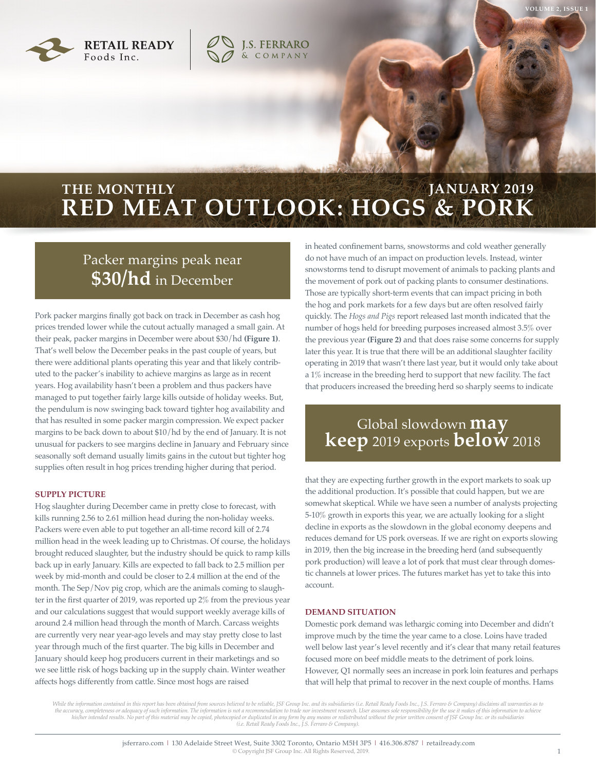RETAIL READY Foods Inc.

J.S. FERRARO & COMPANY

# THE MONTHLY RED MEAT OUTLOOK: HOGS & PORK

JANUARY 2019

## Packer margins peak near **$30/hd** in December

Pork packer margins finally got back on track in December as cash hog prices trended lower while the cutout actually managed a small gain. At their peak, packer margins in December were about $30/hd **(Figure 1)**. That's well below the December peaks in the past couple of years, but there were additional plants operating this year and that likely contributed to the packer's inability to achieve margins as large as in recent years. Hog availability hasn't been a problem and thus packers have managed to put together fairly large kills outside of holiday weeks. But, the pendulum is now swinging back toward tighter hog availability and that has resulted in some packer margin compression. We expect packer margins to be back down to about $10/hd by the end of January. It is not unusual for packers to see margins decline in January and February since seasonally soft demand usually limits gains in the cutout but tighter hog supplies often result in hog prices trending higher during that period.

### SUPPLY PICTURE

Hog slaughter during December came in pretty close to forecast, with kills running 2.56 to 2.61 million head during the non-holiday weeks. Packers were even able to put together an all-time record kill of 2.74 million head in the week leading up to Christmas. Of course, the holidays brought reduced slaughter, but the industry should be quick to ramp kills back up in early January. Kills are expected to fall back to 2.5 million per week by mid-month and could be closer to 2.4 million at the end of the month. The Sep/Nov pig crop, which are the animals coming to slaughter in the first quarter of 2019, was reported up 2% from the previous year and our calculations suggest that would support weekly average kills of around 2.4 million head through the month of March. Carcass weights are currently very near year-ago levels and may stay pretty close to last year through much of the first quarter. The big kills in December and January should keep hog producers current in their marketings and so we see little risk of hogs backing up in the supply chain. Winter weather affects hogs differently from cattle. Since most hogs are raised in heated confinement barns, snowstorms and cold weather generally do not have much of an impact on production levels. Instead, winter snowstorms tend to disrupt movement of animals to packing plants and the movement of pork out of packing plants to consumer destinations. Those are typically short-term events that can impact pricing in both the hog and pork markets for a few days but are often resolved fairly quickly. The *Hogs and Pigs* report released last month indicated that the number of hogs held for breeding purposes increased almost 3.5% over the previous year **(Figure 2)** and that does raise some concerns for supply later this year. It is true that there will be an additional slaughter facility operating in 2019 that wasn't there last year, but it would only take about a 1% increase in the breeding herd to support that new facility. The fact that producers increased the breeding herd so sharply seems to indicate that they are expecting further growth in the export markets to soak up the additional production. It's possible that could happen, but we are somewhat skeptical. While we have seen a number of analysts projecting 5-10% growth in exports this year, we are actually looking for a slight decline in exports as the slowdown in the global economy deepens and reduces demand for US pork overseas. If we are right on exports slowing in 2019, then the big increase in the breeding herd (and subsequently pork production) will leave a lot of pork that must clear through domestic channels at lower prices. The futures market has yet to take this into account.

## Global slowdown **may keep** 2019 exports **below** 2018

### DEMAND SITUATION

Domestic pork demand was lethargic coming into December and didn't improve much by the time the year came to a close. Loins have traded well below last year's level recently and it's clear that many retail features focused more on beef middle meats to the detriment of pork loins. However, Q1 normally sees an increase in pork loin features and perhaps that will help that primal to recover in the next couple of months. Hams

*While the information contained in this report has been obtained from sources believed to be reliable, JSF Group Inc. and its subsidiaries (i.e. Retail Ready Foods Inc., J.S. Ferraro & Company) disclaims all warranties as to the accuracy, completeness or adequacy of such information. The information is not a recommendation to trade nor investment research. User assumes sole responsibility for the use it makes of this information to achieve his/her intended results. No part of this material may be copied, photocopied or duplicated in any form by any means or redistributed without the prior written consent of JSF Group Inc. or its subsidiaries (i.e. Retail Ready Foods Inc., J.S. Ferraro & Company).*

jsferraro.com | 130 Adelaide Street West, Suite 3302 Toronto, Ontario M5H 3P5 | 416.306.8787 | retailready.com

© Copyright JSF Group Inc. All Rights Reserved, 2019.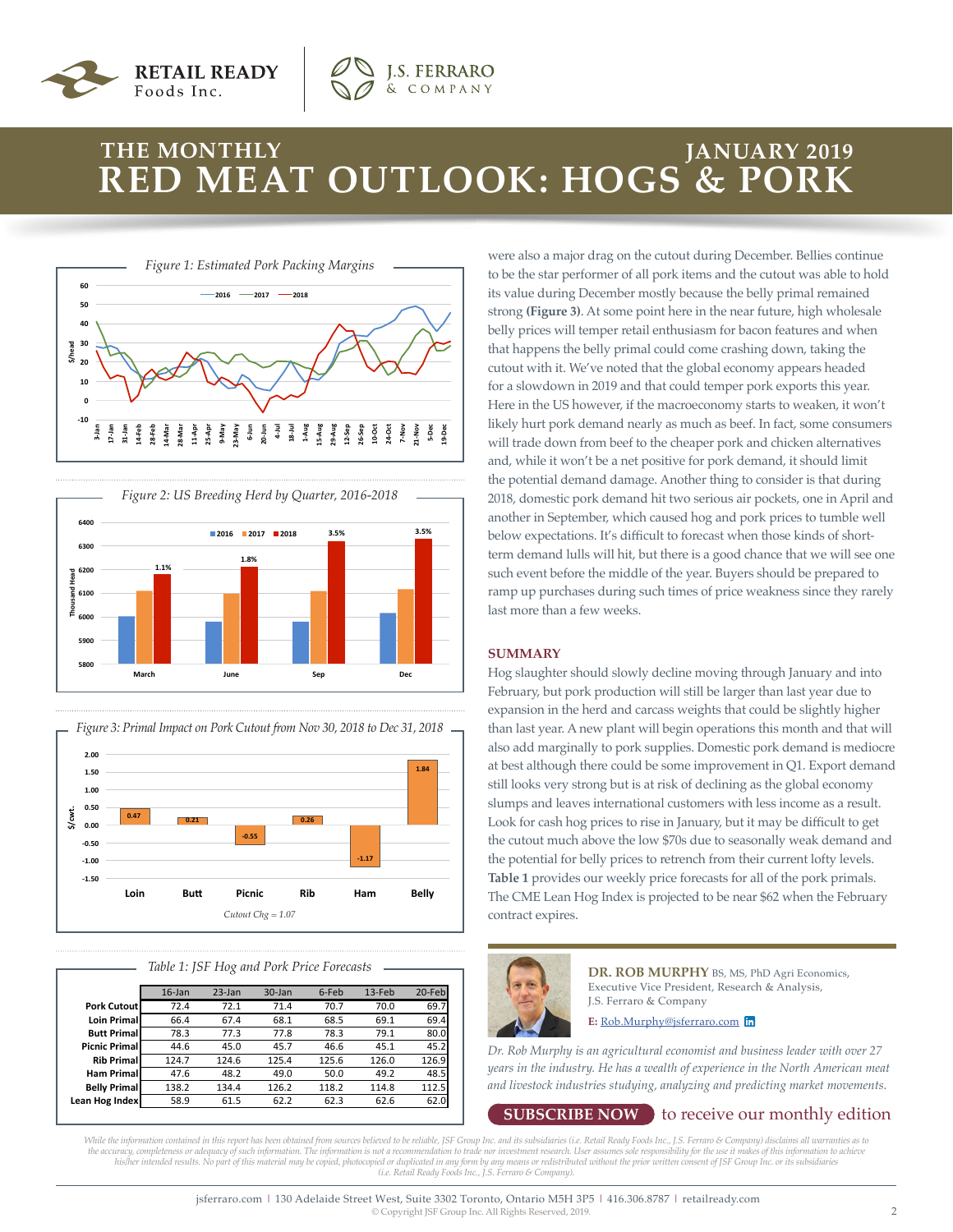# THE MONTHLY RED MEAT OUTLOOK: HOGS & PORK

JANUARY 2019

*Figure 1: Estimated Pork Packing Margins*

2016 2017 2018

$/head

60 50 40 30 20 10 0 -10

3-Jan 17-Jan 31-Jan 14-Feb 28-Feb 14-Mar 28-Mar 11-Apr 25-Apr 9-May 23-May 6-Jun 20-Jun 4-Jul 18-Jul 1-Aug 15-Aug 29-Aug 12-Sep 26-Sep 10-Oct 24-Oct 7-Nov 21-Nov 5-Dec 19-Dec

*Figure 2: US Breeding Herd by Quarter, 2016-2018*

2016 2017 2018

Thousand Head

6400 6300 6200 6100 6000 5900 5800

1.1% 1.8% 3.5% 3.5%

March June Sep Dec

*Figure 3: Primal Impact on Pork Cutout from Nov 30, 2018 to Dec 31, 2018*

$/cwt.

2.00 1.50 1.00 0.50 0.00 -0.50 -1.00 -1.50

0.47 0.21 -0.55 0.26 -1.17 1.84

Loin Butt Picnic Rib Ham Belly

*Cutout Chg = 1.07*

*Table 1: JSF Hog and Pork Price Forecasts*

| | 16-Jan | 23-Jan | 30-Jan | 6-Feb | 13-Feb | 20-Feb |
|---|---|---|---|---|---|---|
| **Pork Cutout** | 72.4 | 72.1 | 71.4 | 70.7 | 70.0 | 69.7 |
| **Loin Primal** | 66.4 | 67.4 | 68.1 | 68.5 | 69.1 | 69.4 |
| **Butt Primal** | 78.3 | 77.3 | 77.8 | 78.3 | 79.1 | 80.0 |
| **Picnic Primal** | 44.6 | 45.0 | 45.7 | 46.6 | 45.1 | 45.2 |
| **Rib Primal** | 124.7 | 124.6 | 125.4 | 125.6 | 126.0 | 126.9 |
| **Ham Primal** | 47.6 | 48.2 | 49.0 | 50.0 | 49.2 | 48.5 |
| **Belly Primal** | 138.2 | 134.4 | 126.2 | 118.2 | 114.8 | 112.5 |
| **Lean Hog Index** | 58.9 | 61.5 | 62.2 | 62.3 | 62.6 | 62.0 |

were also a major drag on the cutout during December. Bellies continue to be the star performer of all pork items and the cutout was able to hold its value during December mostly because the belly primal remained strong **(Figure 3)**. At some point here in the near future, high wholesale belly prices will temper retail enthusiasm for bacon features and when that happens the belly primal could come crashing down, taking the cutout with it. We've noted that the global economy appears headed for a slowdown in 2019 and that could temper pork exports this year. Here in the US however, if the macroeconomy starts to weaken, it won't likely hurt pork demand nearly as much as beef. In fact, some consumers will trade down from beef to the cheaper pork and chicken alternatives and, while it won't be a net positive for pork demand, it should limit the potential demand damage. Another thing to consider is that during 2018, domestic pork demand hit two serious air pockets, one in April and another in September, which caused hog and pork prices to tumble well below expectations. It's difficult to forecast when those kinds of short-term demand lulls will hit, but there is a good chance that we will see one such event before the middle of the year. Buyers should be prepared to ramp up purchases during such times of price weakness since they rarely last more than a few weeks.

## SUMMARY

Hog slaughter should slowly decline moving through January and into February, but pork production will still be larger than last year due to expansion in the herd and carcass weights that could be slightly higher than last year. A new plant will begin operations this month and that will also add marginally to pork supplies. Domestic pork demand is mediocre at best although there could be some improvement in Q1. Export demand still looks very strong but is at risk of declining as the global economy slumps and leaves international customers with less income as a result. Look for cash hog prices to rise in January, but it may be difficult to get the cutout much above the low $70s due to seasonally weak demand and the potential for belly prices to retrench from their current lofty levels. **Table 1** provides our weekly price forecasts for all of the pork primals. The CME Lean Hog Index is projected to be near $62 when the February contract expires.

**DR. ROB MURPHY** BS, MS, PhD Agri Economics,
Executive Vice President, Research & Analysis,
J.S. Ferraro & Company

**E:** Rob.Murphy@jsferraro.com

*Dr. Rob Murphy is an agricultural economist and business leader with over 27 years in the industry. He has a wealth of experience in the North American meat and livestock industries studying, analyzing and predicting market movements.*

**SUBSCRIBE NOW** to receive our monthly edition

*While the information contained in this report has been obtained from sources believed to be reliable, JSF Group Inc. and its subsidiaries (i.e. Retail Ready Foods Inc., J.S. Ferraro & Company) disclaims all warranties as to the accuracy, completeness or adequacy of such information. The information is not a recommendation to trade nor investment research. User assumes sole responsibility for the use it makes of this information to achieve his/her intended results. No part of this material may be copied, photocopied or duplicated in any form by any means or redistributed without the prior written consent of JSF Group Inc. or its subsidiaries (i.e. Retail Ready Foods Inc., J.S. Ferraro & Company).*

jsferraro.com | 130 Adelaide Street West, Suite 3302 Toronto, Ontario M5H 3P5 | 416.306.8787 | retailready.com

© Copyright JSF Group Inc. All Rights Reserved, 2019.